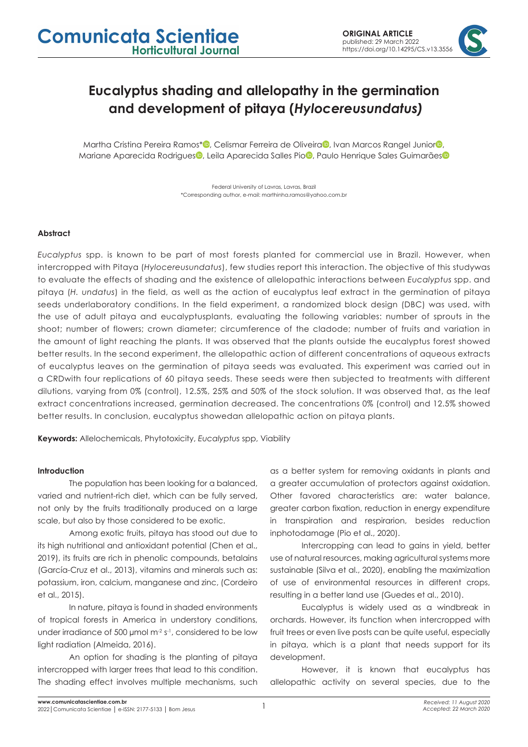# Eucalyptus shading and allelopathy in the germination and development of pitaya (*Hylocereusundatus)*

Martha Cristina Pereira Ramos*, Celismar Ferreira de Oliveira, Ivan Marcos Rangel Junior, Mariane Aparecida Rodrigues, Leila Aparecida Salles Pio, Paulo Henrique Sales Guimarães

Federal University of Lavras, Lavras, Brazil
*Corresponding author, e-mail: marthinha.ramos@yahoo.com.br

## Abstract

*Eucalyptus* spp. is known to be part of most forests planted for commercial use in Brazil. However, when intercropped with Pitaya (*Hylocereusundatus*), few studies report this interaction. The objective of this studywas to evaluate the effects of shading and the existence of allelopathic interactions between *Eucalyptus* spp. and pitaya (*H. undatus*) in the field, as well as the action of eucalyptus leaf extract in the germination of pitaya seeds underlaboratory conditions. In the field experiment, a randomized block design (DBC) was used, with the use of adult pitaya and eucalyptusplants, evaluating the following variables: number of sprouts in the shoot; number of flowers; crown diameter; circumference of the cladode; number of fruits and variation in the amount of light reaching the plants. It was observed that the plants outside the eucalyptus forest showed better results. In the second experiment, the allelopathic action of different concentrations of aqueous extracts of eucalyptus leaves on the germination of pitaya seeds was evaluated. This experiment was carried out in a CRDwith four replications of 60 pitaya seeds. These seeds were then subjected to treatments with different dilutions, varying from 0% (control), 12.5%, 25% and 50% of the stock solution. It was observed that, as the leaf extract concentrations increased, germination decreased. The concentrations 0% (control) and 12.5% showed better results. In conclusion, eucalyptus showedan allelopathic action on pitaya plants.

**Keywords:** Allelochemicals, Phytotoxicity, *Eucalyptus* spp, Viability

### Introduction

The population has been looking for a balanced, varied and nutrient-rich diet, which can be fully served, not only by the fruits traditionally produced on a large scale, but also by those considered to be exotic.

Among exotic fruits, pitaya has stood out due to its high nutritional and antioxidant potential (Chen et al., 2019), its fruits are rich in phenolic compounds, betalains (García-Cruz et al., 2013), vitamins and minerals such as: potassium, iron, calcium, manganese and zinc, (Cordeiro et al., 2015).

In nature, pitaya is found in shaded environments of tropical forests in America in understory conditions, under irradiance of 500 μmol $m^{-2}$ $s^{-1}$, considered to be low light radiation (Almeida, 2016).

An option for shading is the planting of pitaya intercropped with larger trees that lead to this condition. The shading effect involves multiple mechanisms, such as a better system for removing oxidants in plants and a greater accumulation of protectors against oxidation. Other favored characteristics are: water balance, greater carbon fixation, reduction in energy expenditure in transpiration and respirarion, besides reduction inphotodamage (Pio et al., 2020).

Intercropping can lead to gains in yield, better use of natural resources, making agricultural systems more sustainable (Silva et al., 2020), enabling the maximization of use of environmental resources in different crops, resulting in a better land use (Guedes et al., 2010).

Eucalyptus is widely used as a windbreak in orchards. However, its function when intercropped with fruit trees or even live posts can be quite useful, especially in pitaya, which is a plant that needs support for its development.

However, it is known that eucalyptus has allelopathic activity on several species, due to the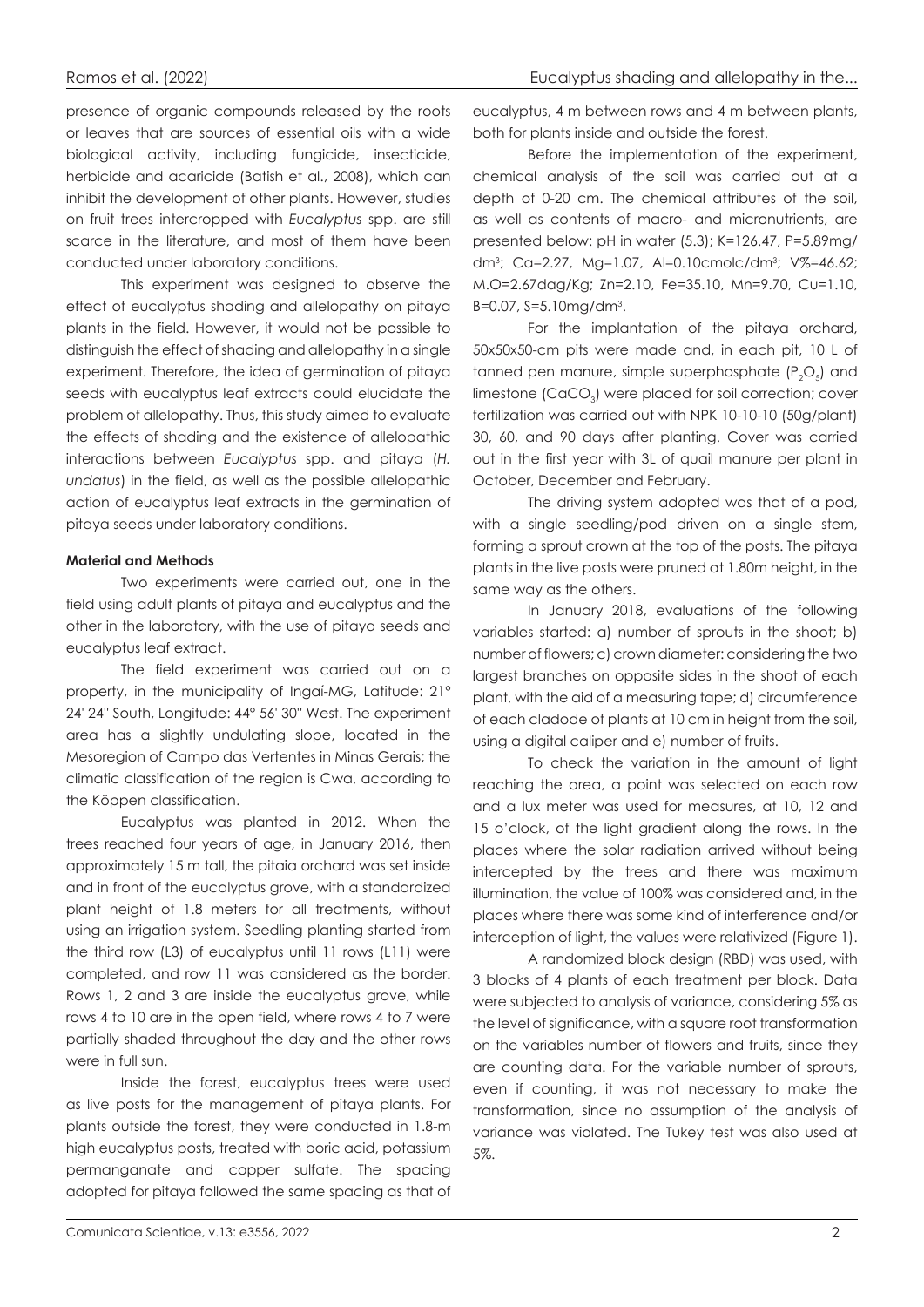presence of organic compounds released by the roots or leaves that are sources of essential oils with a wide biological activity, including fungicide, insecticide, herbicide and acaricide (Batish et al., 2008), which can inhibit the development of other plants. However, studies on fruit trees intercropped with *Eucalyptus* spp. are still scarce in the literature, and most of them have been conducted under laboratory conditions.

This experiment was designed to observe the effect of eucalyptus shading and allelopathy on pitaya plants in the field. However, it would not be possible to distinguish the effect of shading and allelopathy in a single experiment. Therefore, the idea of germination of pitaya seeds with eucalyptus leaf extracts could elucidate the problem of allelopathy. Thus, this study aimed to evaluate the effects of shading and the existence of allelopathic interactions between *Eucalyptus* spp. and pitaya (*H. undatus*) in the field, as well as the possible allelopathic action of eucalyptus leaf extracts in the germination of pitaya seeds under laboratory conditions.

**Material and Methods**

Two experiments were carried out, one in the field using adult plants of pitaya and eucalyptus and the other in the laboratory, with the use of pitaya seeds and eucalyptus leaf extract.

The field experiment was carried out on a property, in the municipality of Ingaí-MG, Latitude: 21° 24' 24'' South, Longitude: 44° 56' 30'' West. The experiment area has a slightly undulating slope, located in the Mesoregion of Campo das Vertentes in Minas Gerais; the climatic classification of the region is Cwa, according to the Köppen classification.

Eucalyptus was planted in 2012. When the trees reached four years of age, in January 2016, then approximately 15 m tall, the pitaia orchard was set inside and in front of the eucalyptus grove, with a standardized plant height of 1.8 meters for all treatments, without using an irrigation system. Seedling planting started from the third row (L3) of eucalyptus until 11 rows (L11) were completed, and row 11 was considered as the border. Rows 1, 2 and 3 are inside the eucalyptus grove, while rows 4 to 10 are in the open field, where rows 4 to 7 were partially shaded throughout the day and the other rows were in full sun.

Inside the forest, eucalyptus trees were used as live posts for the management of pitaya plants. For plants outside the forest, they were conducted in 1.8-m high eucalyptus posts, treated with boric acid, potassium permanganate and copper sulfate. The spacing adopted for pitaya followed the same spacing as that of eucalyptus, 4 m between rows and 4 m between plants, both for plants inside and outside the forest.

Before the implementation of the experiment, chemical analysis of the soil was carried out at a depth of 0-20 cm. The chemical attributes of the soil, as well as contents of macro- and micronutrients, are presented below: pH in water (5.3); K=126.47, P=5.89mg/dm$^3$; Ca=2.27, Mg=1.07, Al=0.10cmolc/dm$^3$; V%=46.62; M.O=2.67dag/Kg; Zn=2.10, Fe=35.10, Mn=9.70, Cu=1.10, B=0.07, S=5.10mg/dm$^3$.

For the implantation of the pitaya orchard, 50x50x50-cm pits were made and, in each pit, 10 L of tanned pen manure, simple superphosphate ($P_2O_5$) and limestone ($CaCO_3$) were placed for soil correction; cover fertilization was carried out with NPK 10-10-10 (50g/plant) 30, 60, and 90 days after planting. Cover was carried out in the first year with 3L of quail manure per plant in October, December and February.

The driving system adopted was that of a pod, with a single seedling/pod driven on a single stem, forming a sprout crown at the top of the posts. The pitaya plants in the live posts were pruned at 1.80m height, in the same way as the others.

In January 2018, evaluations of the following variables started: a) number of sprouts in the shoot; b) number of flowers; c) crown diameter: considering the two largest branches on opposite sides in the shoot of each plant, with the aid of a measuring tape; d) circumference of each cladode of plants at 10 cm in height from the soil, using a digital caliper and e) number of fruits.

To check the variation in the amount of light reaching the area, a point was selected on each row and a lux meter was used for measures, at 10, 12 and 15 o'clock, of the light gradient along the rows. In the places where the solar radiation arrived without being intercepted by the trees and there was maximum illumination, the value of 100% was considered and, in the places where there was some kind of interference and/or interception of light, the values were relativized (Figure 1).

A randomized block design (RBD) was used, with 3 blocks of 4 plants of each treatment per block. Data were subjected to analysis of variance, considering 5% as the level of significance, with a square root transformation on the variables number of flowers and fruits, since they are counting data. For the variable number of sprouts, even if counting, it was not necessary to make the transformation, since no assumption of the analysis of variance was violated. The Tukey test was also used at 5%.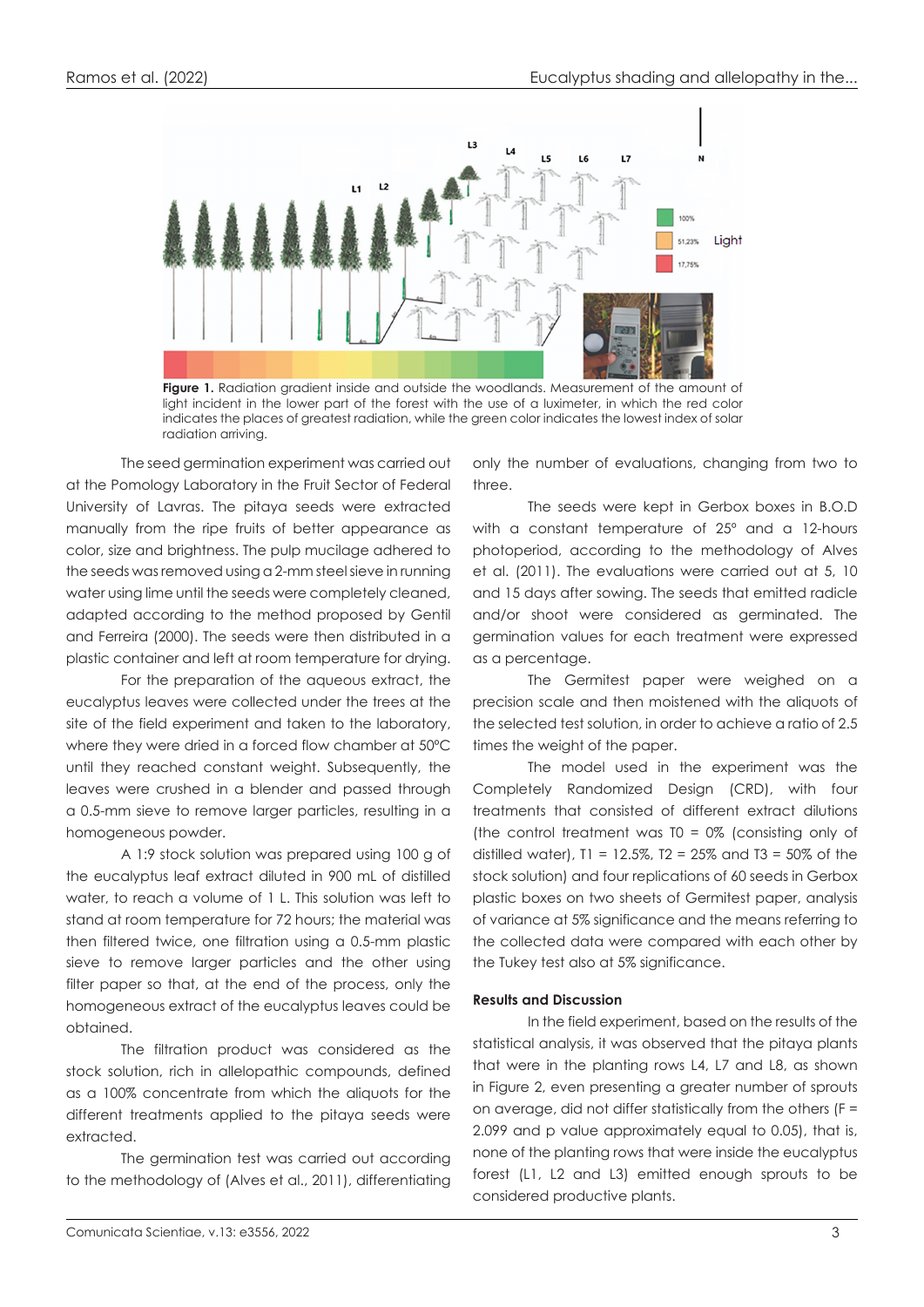**Figure 1.** Radiation gradient inside and outside the woodlands. Measurement of the amount of light incident in the lower part of the forest with the use of a luximeter, in which the red color indicates the places of greatest radiation, while the green color indicates the lowest index of solar radiation arriving.

The seed germination experiment was carried out at the Pomology Laboratory in the Fruit Sector of Federal University of Lavras. The pitaya seeds were extracted manually from the ripe fruits of better appearance as color, size and brightness. The pulp mucilage adhered to the seeds was removed using a 2-mm steel sieve in running water using lime until the seeds were completely cleaned, adapted according to the method proposed by Gentil and Ferreira (2000). The seeds were then distributed in a plastic container and left at room temperature for drying.

For the preparation of the aqueous extract, the eucalyptus leaves were collected under the trees at the site of the field experiment and taken to the laboratory, where they were dried in a forced flow chamber at 50°C until they reached constant weight. Subsequently, the leaves were crushed in a blender and passed through a 0.5-mm sieve to remove larger particles, resulting in a homogeneous powder.

A 1:9 stock solution was prepared using 100 g of the eucalyptus leaf extract diluted in 900 mL of distilled water, to reach a volume of 1 L. This solution was left to stand at room temperature for 72 hours; the material was then filtered twice, one filtration using a 0.5-mm plastic sieve to remove larger particles and the other using filter paper so that, at the end of the process, only the homogeneous extract of the eucalyptus leaves could be obtained.

The filtration product was considered as the stock solution, rich in allelopathic compounds, defined as a 100% concentrate from which the aliquots for the different treatments applied to the pitaya seeds were extracted.

The germination test was carried out according to the methodology of (Alves et al., 2011), differentiating only the number of evaluations, changing from two to three.

The seeds were kept in Gerbox boxes in B.O.D with a constant temperature of 25° and a 12-hours photoperiod, according to the methodology of Alves et al. (2011). The evaluations were carried out at 5, 10 and 15 days after sowing. The seeds that emitted radicle and/or shoot were considered as germinated. The germination values for each treatment were expressed as a percentage.

The Germitest paper were weighed on a precision scale and then moistened with the aliquots of the selected test solution, in order to achieve a ratio of 2.5 times the weight of the paper.

The model used in the experiment was the Completely Randomized Design (CRD), with four treatments that consisted of different extract dilutions (the control treatment was T0 = 0% (consisting only of distilled water), T1 = 12.5%, T2 = 25% and T3 = 50% of the stock solution) and four replications of 60 seeds in Gerbox plastic boxes on two sheets of Germitest paper, analysis of variance at 5% significance and the means referring to the collected data were compared with each other by the Tukey test also at 5% significance.

## Results and Discussion

In the field experiment, based on the results of the statistical analysis, it was observed that the pitaya plants that were in the planting rows L4, L7 and L8, as shown in Figure 2, even presenting a greater number of sprouts on average, did not differ statistically from the others ($F = 2.099$ and p value approximately equal to 0.05), that is, none of the planting rows that were inside the eucalyptus forest (L1, L2 and L3) emitted enough sprouts to be considered productive plants.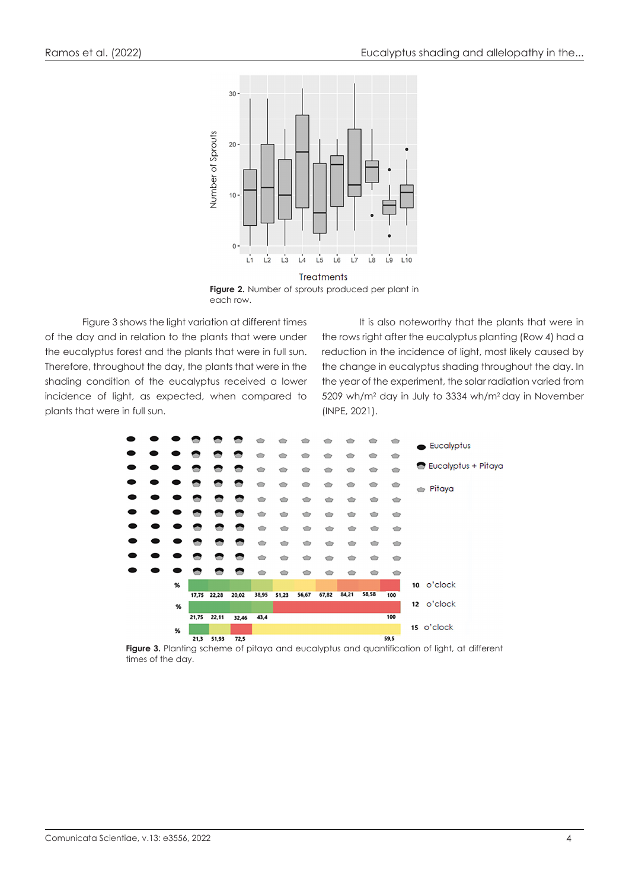**Figure 2.** Number of sprouts produced per plant in each row.

Figure 3 shows the light variation at different times of the day and in relation to the plants that were under the eucalyptus forest and the plants that were in full sun. Therefore, throughout the day, the plants that were in the shading condition of the eucalyptus received a lower incidence of light, as expected, when compared to plants that were in full sun.

It is also noteworthy that the plants that were in the rows right after the eucalyptus planting (Row 4) had a reduction in the incidence of light, most likely caused by the change in eucalyptus shading throughout the day. In the year of the experiment, the solar radiation varied from 5209 wh/m² day in July to 3334 wh/m² day in November (INPE, 2021).

**Figure 3.** Planting scheme of pitaya and eucalyptus and quantification of light, at different times of the day.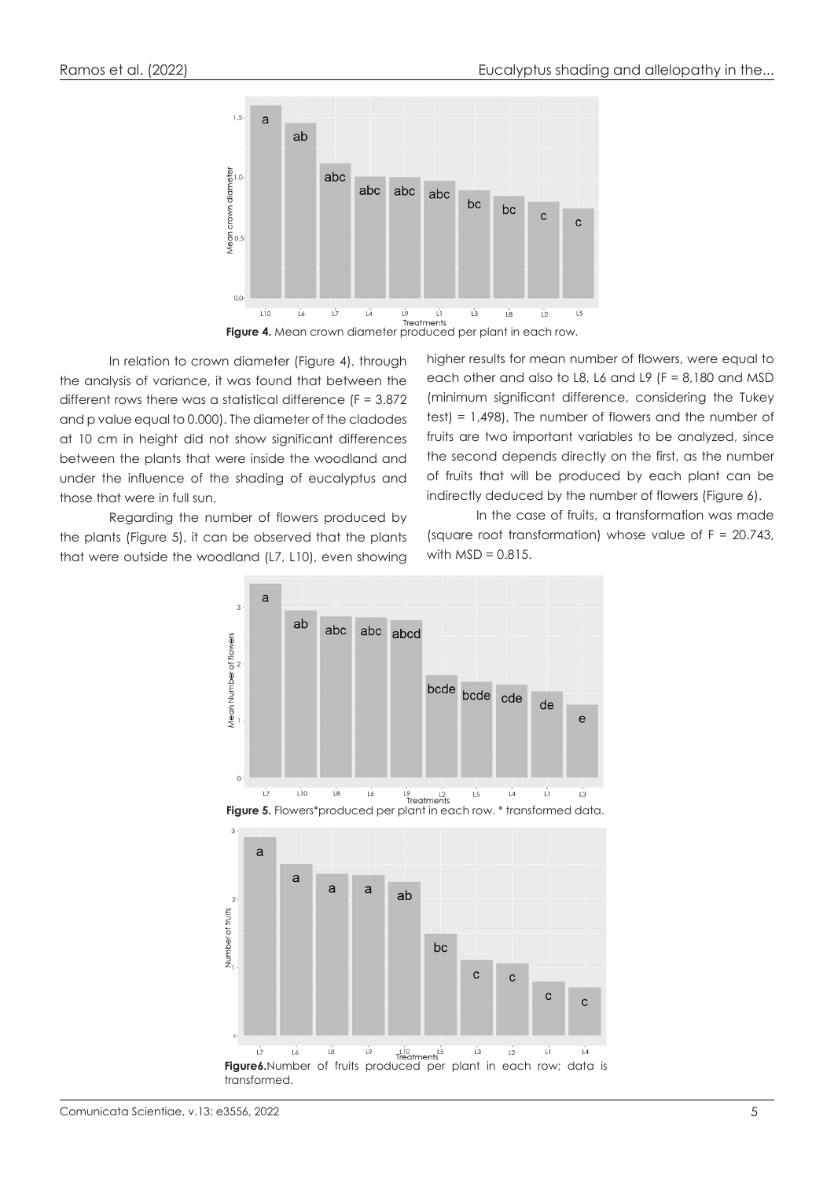**Figure 4.** Mean crown diameter produced per plant in each row.

In relation to crown diameter (Figure 4), through the analysis of variance, it was found that between the different rows there was a statistical difference (F = 3.872 and p value equal to 0.000). The diameter of the cladodes at 10 cm in height did not show significant differences between the plants that were inside the woodland and under the influence of the shading of eucalyptus and those that were in full sun.

Regarding the number of flowers produced by the plants (Figure 5), it can be observed that the plants that were outside the woodland (L7, L10), even showing higher results for mean number of flowers, were equal to each other and also to L8, L6 and L9 (F = 8,180 and MSD (minimum significant difference, considering the Tukey test) = 1,498), The number of flowers and the number of fruits are two important variables to be analyzed, since the second depends directly on the first, as the number of fruits that will be produced by each plant can be indirectly deduced by the number of flowers (Figure 6).

In the case of fruits, a transformation was made (square root transformation) whose value of F = 20.743, with MSD = 0.815.

**Figure 5.** Flowers*produced per plant in each row. * transformed data.

**Figure6.**Number of fruits produced per plant in each row; data is transformed.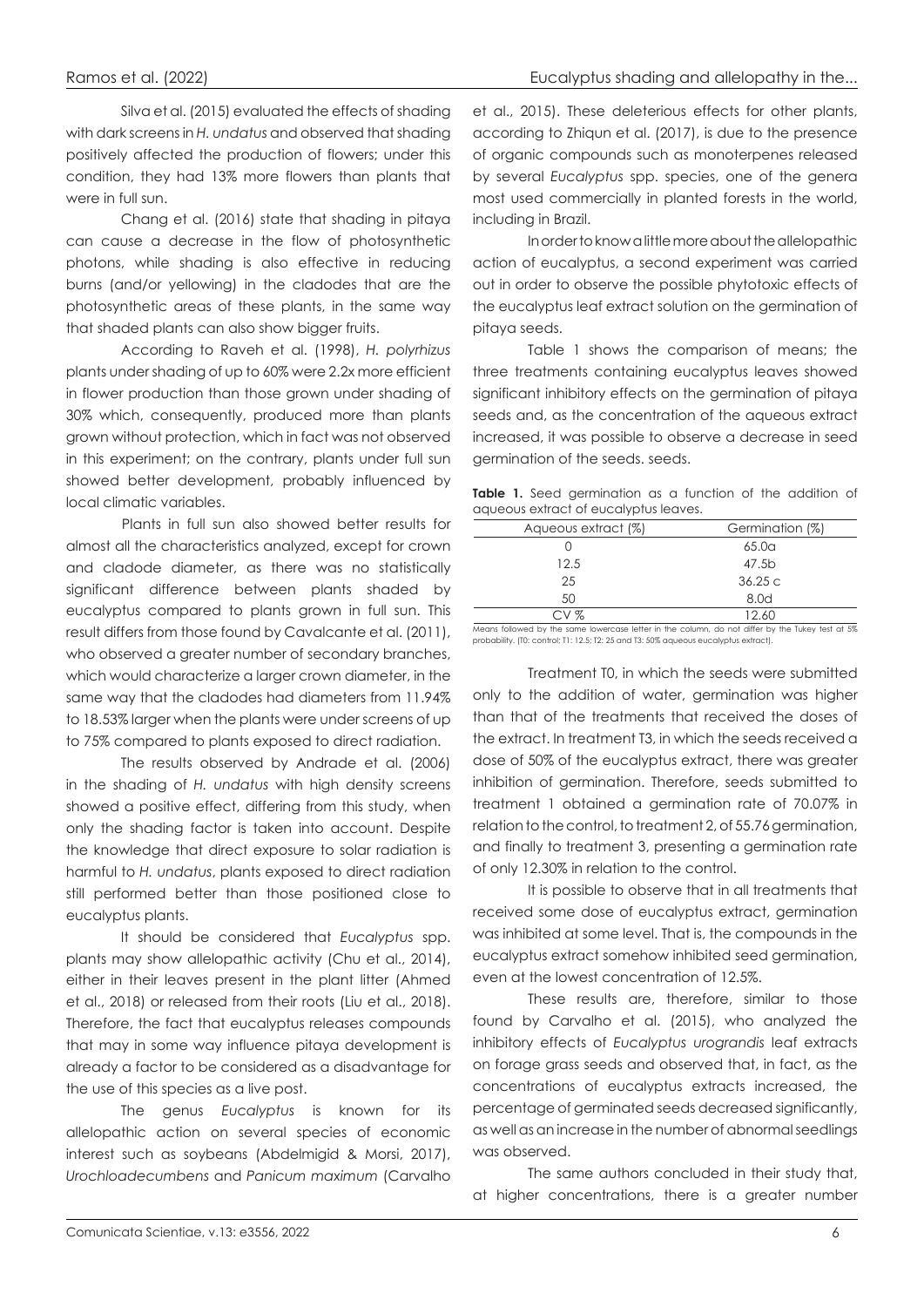Silva et al. (2015) evaluated the effects of shading with dark screens in *H. undatus* and observed that shading positively affected the production of flowers; under this condition, they had 13% more flowers than plants that were in full sun.

Chang et al. (2016) state that shading in pitaya can cause a decrease in the flow of photosynthetic photons, while shading is also effective in reducing burns (and/or yellowing) in the cladodes that are the photosynthetic areas of these plants, in the same way that shaded plants can also show bigger fruits.

According to Raveh et al. (1998), *H. polyrhizus* plants under shading of up to 60% were 2.2x more efficient in flower production than those grown under shading of 30% which, consequently, produced more than plants grown without protection, which in fact was not observed in this experiment; on the contrary, plants under full sun showed better development, probably influenced by local climatic variables.

Plants in full sun also showed better results for almost all the characteristics analyzed, except for crown and cladode diameter, as there was no statistically significant difference between plants shaded by eucalyptus compared to plants grown in full sun. This result differs from those found by Cavalcante et al. (2011), who observed a greater number of secondary branches, which would characterize a larger crown diameter, in the same way that the cladodes had diameters from 11.94% to 18.53% larger when the plants were under screens of up to 75% compared to plants exposed to direct radiation.

The results observed by Andrade et al. (2006) in the shading of *H. undatus* with high density screens showed a positive effect, differing from this study, when only the shading factor is taken into account. Despite the knowledge that direct exposure to solar radiation is harmful to *H. undatus*, plants exposed to direct radiation still performed better than those positioned close to eucalyptus plants.

It should be considered that *Eucalyptus* spp. plants may show allelopathic activity (Chu et al., 2014), either in their leaves present in the plant litter (Ahmed et al., 2018) or released from their roots (Liu et al., 2018). Therefore, the fact that eucalyptus releases compounds that may in some way influence pitaya development is already a factor to be considered as a disadvantage for the use of this species as a live post.

The genus *Eucalyptus* is known for its allelopathic action on several species of economic interest such as soybeans (Abdelmigid & Morsi, 2017), *Urochloadecumbens* and *Panicum maximum* (Carvalho et al., 2015). These deleterious effects for other plants, according to Zhiqun et al. (2017), is due to the presence of organic compounds such as monoterpenes released by several *Eucalyptus* spp. species, one of the genera most used commercially in planted forests in the world, including in Brazil.

In order to know a little more about the allelopathic action of eucalyptus, a second experiment was carried out in order to observe the possible phytotoxic effects of the eucalyptus leaf extract solution on the germination of pitaya seeds.

Table 1 shows the comparison of means; the three treatments containing eucalyptus leaves showed significant inhibitory effects on the germination of pitaya seeds and, as the concentration of the aqueous extract increased, it was possible to observe a decrease in seed germination of the seeds. seeds.

**Table 1.** Seed germination as a function of the addition of aqueous extract of eucalyptus leaves.

| Aqueous extract (%) | Germination (%) |
|---|---|
| 0 | 65.0a |
| 12.5 | 47.5b |
| 25 | 36.25 c |
| 50 | 8.0d |
| CV % | 12.60 |

Means followed by the same lowercase letter in the column, do not differ by the Tukey test at 5% probability. (T0: control; T1: 12.5; T2: 25 and T3: 50% aqueous eucalyptus extract).

Treatment T0, in which the seeds were submitted only to the addition of water, germination was higher than that of the treatments that received the doses of the extract. In treatment T3, in which the seeds received a dose of 50% of the eucalyptus extract, there was greater inhibition of germination. Therefore, seeds submitted to treatment 1 obtained a germination rate of 70.07% in relation to the control, to treatment 2, of 55.76 germination, and finally to treatment 3, presenting a germination rate of only 12.30% in relation to the control.

It is possible to observe that in all treatments that received some dose of eucalyptus extract, germination was inhibited at some level. That is, the compounds in the eucalyptus extract somehow inhibited seed germination, even at the lowest concentration of 12.5%.

These results are, therefore, similar to those found by Carvalho et al. (2015), who analyzed the inhibitory effects of *Eucalyptus urograndis* leaf extracts on forage grass seeds and observed that, in fact, as the concentrations of eucalyptus extracts increased, the percentage of germinated seeds decreased significantly, as well as an increase in the number of abnormal seedlings was observed.

The same authors concluded in their study that, at higher concentrations, there is a greater number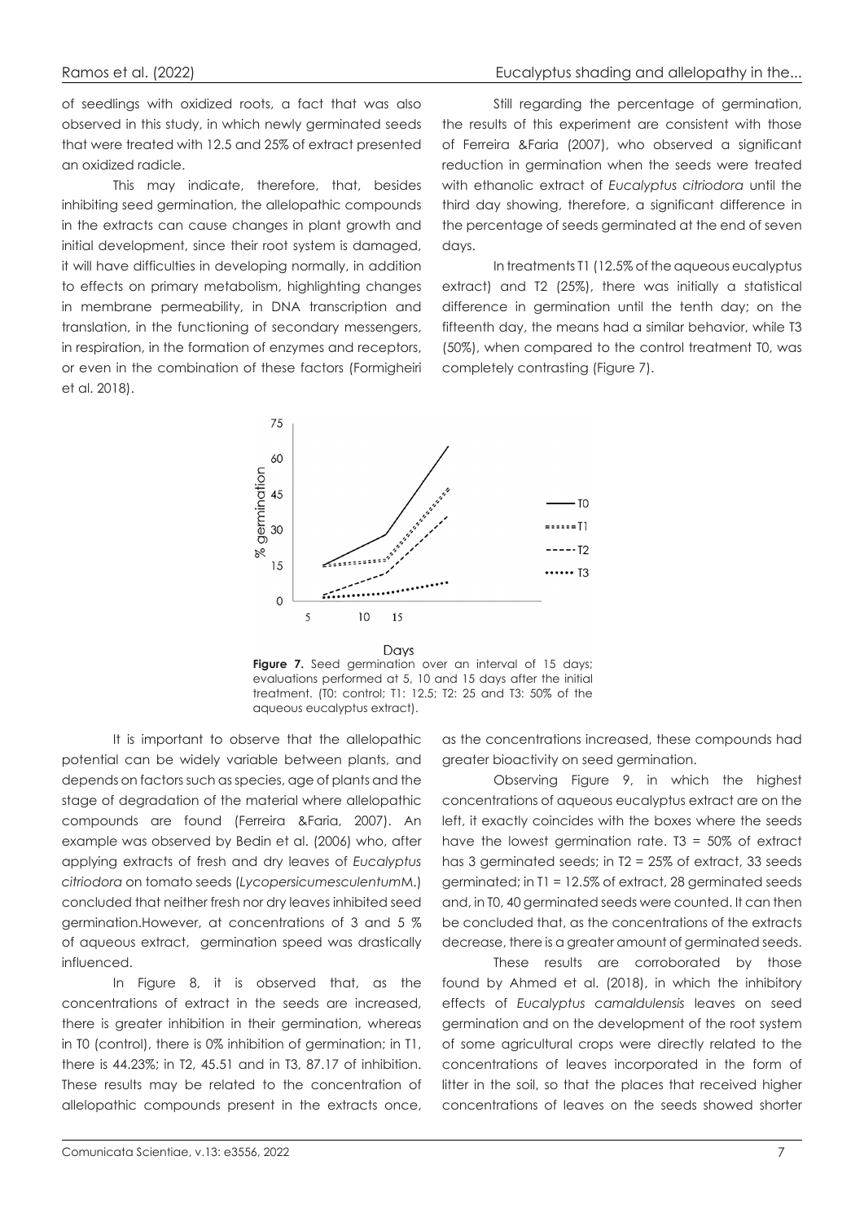of seedlings with oxidized roots, a fact that was also observed in this study, in which newly germinated seeds that were treated with 12.5 and 25% of extract presented an oxidized radicle.

This may indicate, therefore, that, besides inhibiting seed germination, the allelopathic compounds in the extracts can cause changes in plant growth and initial development, since their root system is damaged, it will have difficulties in developing normally, in addition to effects on primary metabolism, highlighting changes in membrane permeability, in DNA transcription and translation, in the functioning of secondary messengers, in respiration, in the formation of enzymes and receptors, or even in the combination of these factors (Formigheiri et al. 2018).

Still regarding the percentage of germination, the results of this experiment are consistent with those of Ferreira &Faria (2007), who observed a significant reduction in germination when the seeds were treated with ethanolic extract of *Eucalyptus citriodora* until the third day showing, therefore, a significant difference in the percentage of seeds germinated at the end of seven days.

In treatments T1 (12.5% of the aqueous eucalyptus extract) and T2 (25%), there was initially a statistical difference in germination until the tenth day; on the fifteenth day, the means had a similar behavior, while T3 (50%), when compared to the control treatment T0, was completely contrasting (Figure 7).

**Figure 7.** Seed germination over an interval of 15 days; evaluations performed at 5, 10 and 15 days after the initial treatment. (T0: control; T1: 12.5; T2: 25 and T3: 50% of the aqueous eucalyptus extract).

It is important to observe that the allelopathic potential can be widely variable between plants, and depends on factors such as species, age of plants and the stage of degradation of the material where allelopathic compounds are found (Ferreira &Faria, 2007). An example was observed by Bedin et al. (2006) who, after applying extracts of fresh and dry leaves of *Eucalyptus citriodora* on tomato seeds (*Lycopersicumesculentum*M.) concluded that neither fresh nor dry leaves inhibited seed germination.However, at concentrations of 3 and 5 % of aqueous extract, germination speed was drastically influenced.

In Figure 8, it is observed that, as the concentrations of extract in the seeds are increased, there is greater inhibition in their germination, whereas in T0 (control), there is 0% inhibition of germination; in T1, there is 44.23%; in T2, 45.51 and in T3, 87.17 of inhibition. These results may be related to the concentration of allelopathic compounds present in the extracts once, as the concentrations increased, these compounds had greater bioactivity on seed germination.

Observing Figure 9, in which the highest concentrations of aqueous eucalyptus extract are on the left, it exactly coincides with the boxes where the seeds have the lowest germination rate. T3 = 50% of extract has 3 germinated seeds; in T2 = 25% of extract, 33 seeds germinated; in T1 = 12.5% of extract, 28 germinated seeds and, in T0, 40 germinated seeds were counted. It can then be concluded that, as the concentrations of the extracts decrease, there is a greater amount of germinated seeds.

These results are corroborated by those found by Ahmed et al. (2018), in which the inhibitory effects of *Eucalyptus camaldulensis* leaves on seed germination and on the development of the root system of some agricultural crops were directly related to the concentrations of leaves incorporated in the form of litter in the soil, so that the places that received higher concentrations of leaves on the seeds showed shorter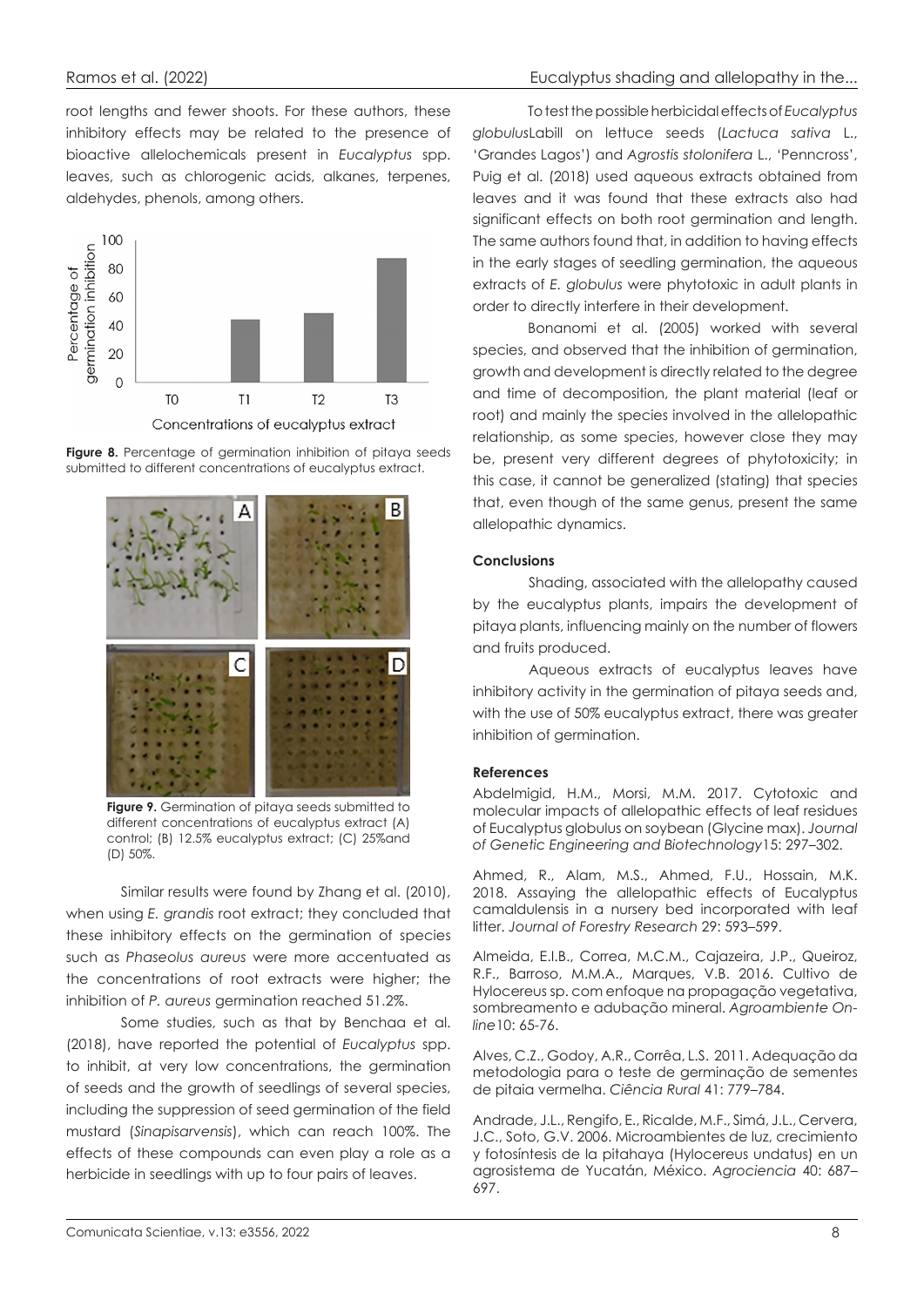root lengths and fewer shoots. For these authors, these inhibitory effects may be related to the presence of bioactive allelochemicals present in *Eucalyptus* spp. leaves, such as chlorogenic acids, alkanes, terpenes, aldehydes, phenols, among others.

**Figure 8.** Percentage of germination inhibition of pitaya seeds submitted to different concentrations of eucalyptus extract.

**Figure 9.** Germination of pitaya seeds submitted to different concentrations of eucalyptus extract (A) control; (B) 12.5% eucalyptus extract; (C) 25%and (D) 50%.

Similar results were found by Zhang et al. (2010), when using *E. grandis* root extract; they concluded that these inhibitory effects on the germination of species such as *Phaseolus aureus* were more accentuated as the concentrations of root extracts were higher; the inhibition of *P. aureus* germination reached 51.2%.

Some studies, such as that by Benchaa et al. (2018), have reported the potential of *Eucalyptus* spp. to inhibit, at very low concentrations, the germination of seeds and the growth of seedlings of several species, including the suppression of seed germination of the field mustard (*Sinapisarvensis*), which can reach 100%. The effects of these compounds can even play a role as a herbicide in seedlings with up to four pairs of leaves.

To test the possible herbicidal effects of *Eucalyptus globulus*Labill on lettuce seeds (*Lactuca sativa* L., 'Grandes Lagos') and *Agrostis stolonifera* L., 'Penncross', Puig et al. (2018) used aqueous extracts obtained from leaves and it was found that these extracts also had significant effects on both root germination and length. The same authors found that, in addition to having effects in the early stages of seedling germination, the aqueous extracts of *E. globulus* were phytotoxic in adult plants in order to directly interfere in their development.

Bonanomi et al. (2005) worked with several species, and observed that the inhibition of germination, growth and development is directly related to the degree and time of decomposition, the plant material (leaf or root) and mainly the species involved in the allelopathic relationship, as some species, however close they may be, present very different degrees of phytotoxicity; in this case, it cannot be generalized (stating) that species that, even though of the same genus, present the same allelopathic dynamics.

## Conclusions

Shading, associated with the allelopathy caused by the eucalyptus plants, impairs the development of pitaya plants, influencing mainly on the number of flowers and fruits produced.

Aqueous extracts of eucalyptus leaves have inhibitory activity in the germination of pitaya seeds and, with the use of 50% eucalyptus extract, there was greater inhibition of germination.

## References

Abdelmigid, H.M., Morsi, M.M. 2017. Cytotoxic and molecular impacts of allelopathic effects of leaf residues of Eucalyptus globulus on soybean (Glycine max). *Journal of Genetic Engineering and Biotechnology*15: 297–302.

Ahmed, R., Alam, M.S., Ahmed, F.U., Hossain, M.K. 2018. Assaying the allelopathic effects of Eucalyptus camaldulensis in a nursery bed incorporated with leaf litter. *Journal of Forestry Research* 29: 593–599.

Almeida, E.I.B., Correa, M.C.M., Cajazeira, J.P., Queiroz, R.F., Barroso, M.M.A., Marques, V.B. 2016. Cultivo de Hylocereus sp. com enfoque na propagação vegetativa, sombreamento e adubação mineral. *Agroambiente On-line*10: 65-76.

Alves, C.Z., Godoy, A.R., Corrêa, L.S. 2011. Adequação da metodologia para o teste de germinação de sementes de pitaia vermelha. *Ciência Rural* 41: 779–784.

Andrade, J.L., Rengifo, E., Ricalde, M.F., Simá, J.L., Cervera, J.C., Soto, G.V. 2006. Microambientes de luz, crecimiento y fotosíntesis de la pitahaya (Hylocereus undatus) en un agrosistema de Yucatán, México. *Agrociencia* 40: 687–697.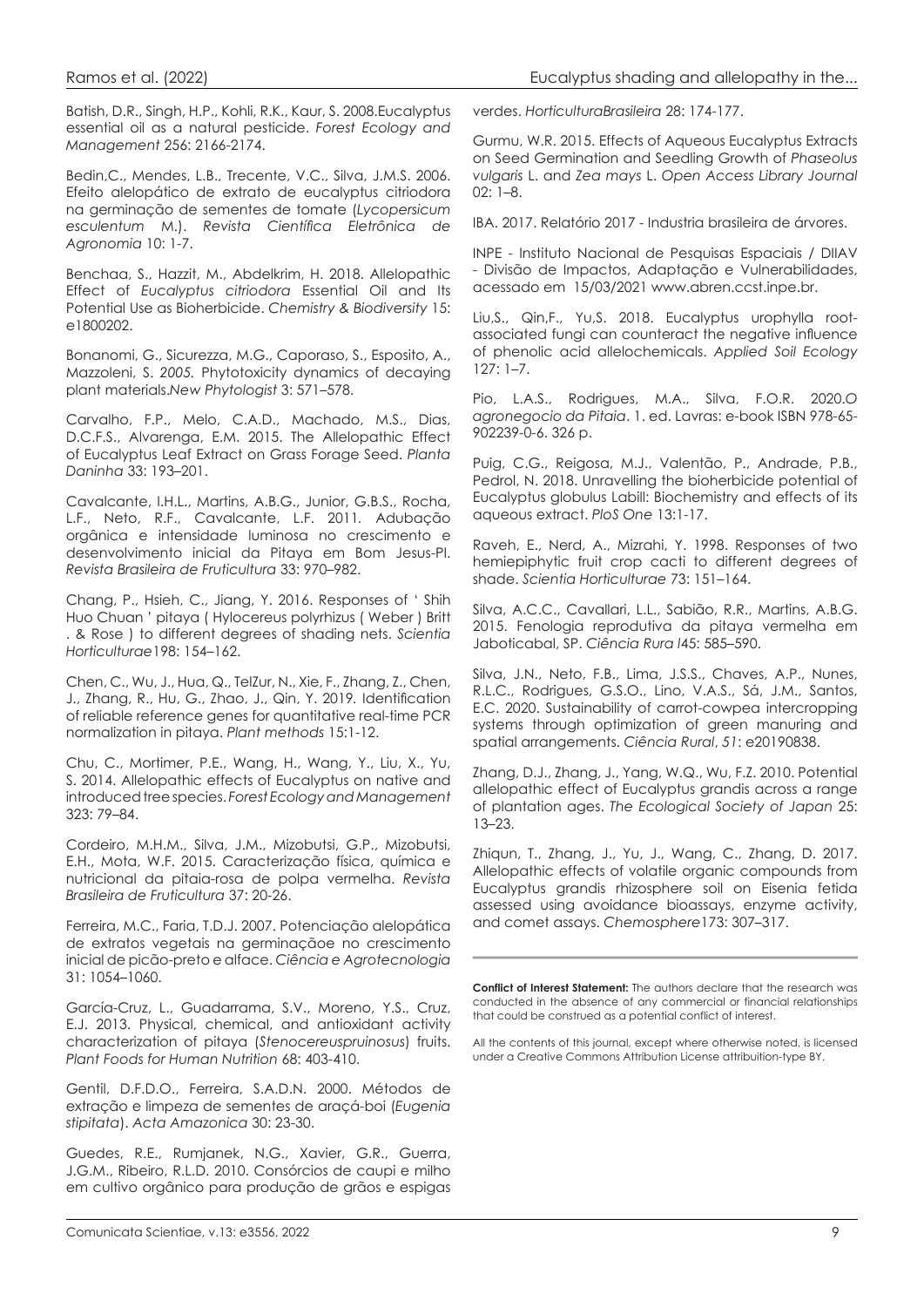Batish, D.R., Singh, H.P., Kohli, R.K., Kaur, S. 2008.Eucalyptus essential oil as a natural pesticide. *Forest Ecology and Management* 256: 2166-2174.

Bedin,C., Mendes, L.B., Trecente, V.C., Silva, J.M.S. 2006. Efeito alelopático de extrato de eucalyptus citriodora na germinação de sementes de tomate (*Lycopersicum esculentum* M.). *Revista Científica Eletrônica de Agronomia* 10: 1-7.

Benchaa, S., Hazzit, M., Abdelkrim, H. 2018. Allelopathic Effect of *Eucalyptus citriodora* Essential Oil and Its Potential Use as Bioherbicide. *Chemistry & Biodiversity* 15: e1800202.

Bonanomi, G., Sicurezza, M.G., Caporaso, S., Esposito, A., Mazzoleni, S. *2005.* Phytotoxicity dynamics of decaying plant materials.*New Phytologist* 3: 571–578.

Carvalho, F.P., Melo, C.A.D., Machado, M.S., Dias, D.C.F.S., Alvarenga, E.M. 2015. The Allelopathic Effect of Eucalyptus Leaf Extract on Grass Forage Seed. *Planta Daninha* 33: 193–201.

Cavalcante, I.H.L., Martins, A.B.G., Junior, G.B.S., Rocha, L.F., Neto, R.F., Cavalcante, L.F. 2011. Adubação orgânica e intensidade luminosa no crescimento e desenvolvimento inicial da Pitaya em Bom Jesus-PI. *Revista Brasileira de Fruticultura* 33: 970–982.

Chang, P., Hsieh, C., Jiang, Y. 2016. Responses of ' Shih Huo Chuan ' pitaya ( Hylocereus polyrhizus ( Weber ) Britt . & Rose ) to different degrees of shading nets. *Scientia Horticulturae*198: 154–162.

Chen, C., Wu, J., Hua, Q., TelZur, N., Xie, F., Zhang, Z., Chen, J., Zhang, R., Hu, G., Zhao, J., Qin, Y. 2019. Identification of reliable reference genes for quantitative real-time PCR normalization in pitaya. *Plant methods* 15:1-12.

Chu, C., Mortimer, P.E., Wang, H., Wang, Y., Liu, X., Yu, S. 2014. Allelopathic effects of Eucalyptus on native and introduced tree species.*Forest Ecology and Management* 323: 79–84.

Cordeiro, M.H.M., Silva, J.M., Mizobutsi, G.P., Mizobutsi, E.H., Mota, W.F. 2015. Caracterização física, química e nutricional da pitaia-rosa de polpa vermelha. *Revista Brasileira de Fruticultura* 37: 20-26.

Ferreira, M.C., Faria, T.D.J. 2007. Potenciação alelopática de extratos vegetais na germinaçãoe no crescimento inicial de picão-preto e alface. *Ciência e Agrotecnologia* 31: 1054–1060.

García-Cruz, L., Guadarrama, S.V., Moreno, Y.S., Cruz, E.J. 2013. Physical, chemical, and antioxidant activity characterization of pitaya (*Stenocereuspruinosus*) fruits. *Plant Foods for Human Nutrition* 68: 403-410.

Gentil, D.F.D.O., Ferreira, S.A.D.N. 2000. Métodos de extração e limpeza de sementes de araçá-boi (*Eugenia stipitata*). *Acta Amazonica* 30: 23-30.

Guedes, R.E., Rumjanek, N.G., Xavier, G.R., Guerra, J.G.M., Ribeiro, R.L.D. 2010. Consórcios de caupi e milho em cultivo orgânico para produção de grãos e espigas verdes. *HorticulturaBrasileira* 28: 174-177.

Gurmu, W.R. 2015. Effects of Aqueous Eucalyptus Extracts on Seed Germination and Seedling Growth of *Phaseolus vulgaris* L. and *Zea mays* L. *Open Access Library Journal* 02: 1–8.

IBA. 2017. Relatório 2017 - Industria brasileira de árvores.

INPE - Instituto Nacional de Pesquisas Espaciais / DIIAV - Divisão de Impactos, Adaptação e Vulnerabilidades, acessado em 15/03/2021 www.abren.ccst.inpe.br.

Liu,S., Qin,F., Yu,S. 2018. Eucalyptus urophylla root-associated fungi can counteract the negative influence of phenolic acid allelochemicals. *Applied Soil Ecology* 127: 1–7.

Pio, L.A.S., Rodrigues, M.A., Silva, F.O.R. 2020.*O agronegocio da Pitaia*. 1. ed. Lavras: e-book ISBN 978-65-902239-0-6. 326 p.

Puig, C.G., Reigosa, M.J., Valentão, P., Andrade, P.B., Pedrol, N. 2018. Unravelling the bioherbicide potential of Eucalyptus globulus Labill: Biochemistry and effects of its aqueous extract. *PloS One* 13:1-17.

Raveh, E., Nerd, A., Mizrahi, Y. 1998. Responses of two hemiepiphytic fruit crop cacti to different degrees of shade. *Scientia Horticulturae* 73: 151–164.

Silva, A.C.C., Cavallari, L.L., Sabião, R.R., Martins, A.B.G. 2015. Fenologia reprodutiva da pitaya vermelha em Jaboticabal, SP. *Ciência Rura l*45: 585–590.

Silva, J.N., Neto, F.B., Lima, J.S.S., Chaves, A.P., Nunes, R.L.C., Rodrigues, G.S.O., Lino, V.A.S., Sá, J.M., Santos, E.C. 2020. Sustainability of carrot-cowpea intercropping systems through optimization of green manuring and spatial arrangements. *Ciência Rural*, *51*: e20190838.

Zhang, D.J., Zhang, J., Yang, W.Q., Wu, F.Z. 2010. Potential allelopathic effect of Eucalyptus grandis across a range of plantation ages. *The Ecological Society of Japan* 25: 13–23.

Zhiqun, T., Zhang, J., Yu, J., Wang, C., Zhang, D. 2017. Allelopathic effects of volatile organic compounds from Eucalyptus grandis rhizosphere soil on Eisenia fetida assessed using avoidance bioassays, enzyme activity, and comet assays. *Chemosphere*173: 307–317.

---

**Conflict of Interest Statement:** The authors declare that the research was conducted in the absence of any commercial or financial relationships that could be construed as a potential conflict of interest.

All the contents of this journal, except where otherwise noted, is licensed under a Creative Commons Attribution License attribuition-type BY.